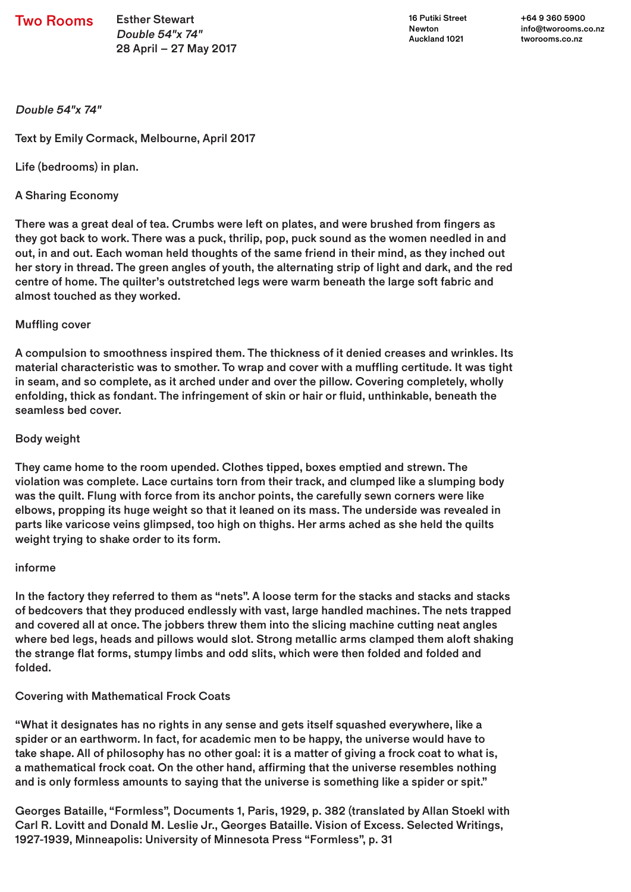Two Rooms

Esther Stewart
*Double 54"x 74"*
28 April – 27 May 2017

16 Putiki Street
Newton
Auckland 1021

+64 9 360 5900
info@tworooms.co.nz
tworooms.co.nz

*Double 54"x 74"*

Text by Emily Cormack, Melbourne, April 2017

Life (bedrooms) in plan.

## A Sharing Economy

There was a great deal of tea. Crumbs were left on plates, and were brushed from fingers as they got back to work. There was a puck, thrilip, pop, puck sound as the women needled in and out, in and out. Each woman held thoughts of the same friend in their mind, as they inched out her story in thread. The green angles of youth, the alternating strip of light and dark, and the red centre of home. The quilter's outstretched legs were warm beneath the large soft fabric and almost touched as they worked.

## Muffling cover

A compulsion to smoothness inspired them. The thickness of it denied creases and wrinkles. Its material characteristic was to smother. To wrap and cover with a muffling certitude. It was tight in seam, and so complete, as it arched under and over the pillow. Covering completely, wholly enfolding, thick as fondant. The infringement of skin or hair or fluid, unthinkable, beneath the seamless bed cover.

## Body weight

They came home to the room upended. Clothes tipped, boxes emptied and strewn. The violation was complete. Lace curtains torn from their track, and clumped like a slumping body was the quilt. Flung with force from its anchor points, the carefully sewn corners were like elbows, propping its huge weight so that it leaned on its mass. The underside was revealed in parts like varicose veins glimpsed, too high on thighs. Her arms ached as she held the quilts weight trying to shake order to its form.

## informe

In the factory they referred to them as "nets". A loose term for the stacks and stacks and stacks of bedcovers that they produced endlessly with vast, large handled machines. The nets trapped and covered all at once. The jobbers threw them into the slicing machine cutting neat angles where bed legs, heads and pillows would slot. Strong metallic arms clamped them aloft shaking the strange flat forms, stumpy limbs and odd slits, which were then folded and folded and folded.

## Covering with Mathematical Frock Coats

"What it designates has no rights in any sense and gets itself squashed everywhere, like a spider or an earthworm. In fact, for academic men to be happy, the universe would have to take shape. All of philosophy has no other goal: it is a matter of giving a frock coat to what is, a mathematical frock coat. On the other hand, affirming that the universe resembles nothing and is only formless amounts to saying that the universe is something like a spider or spit."

Georges Bataille, "Formless", Documents 1, Paris, 1929, p. 382 (translated by Allan Stoekl with Carl R. Lovitt and Donald M. Leslie Jr., Georges Bataille. Vision of Excess. Selected Writings, 1927-1939, Minneapolis: University of Minnesota Press "Formless", p. 31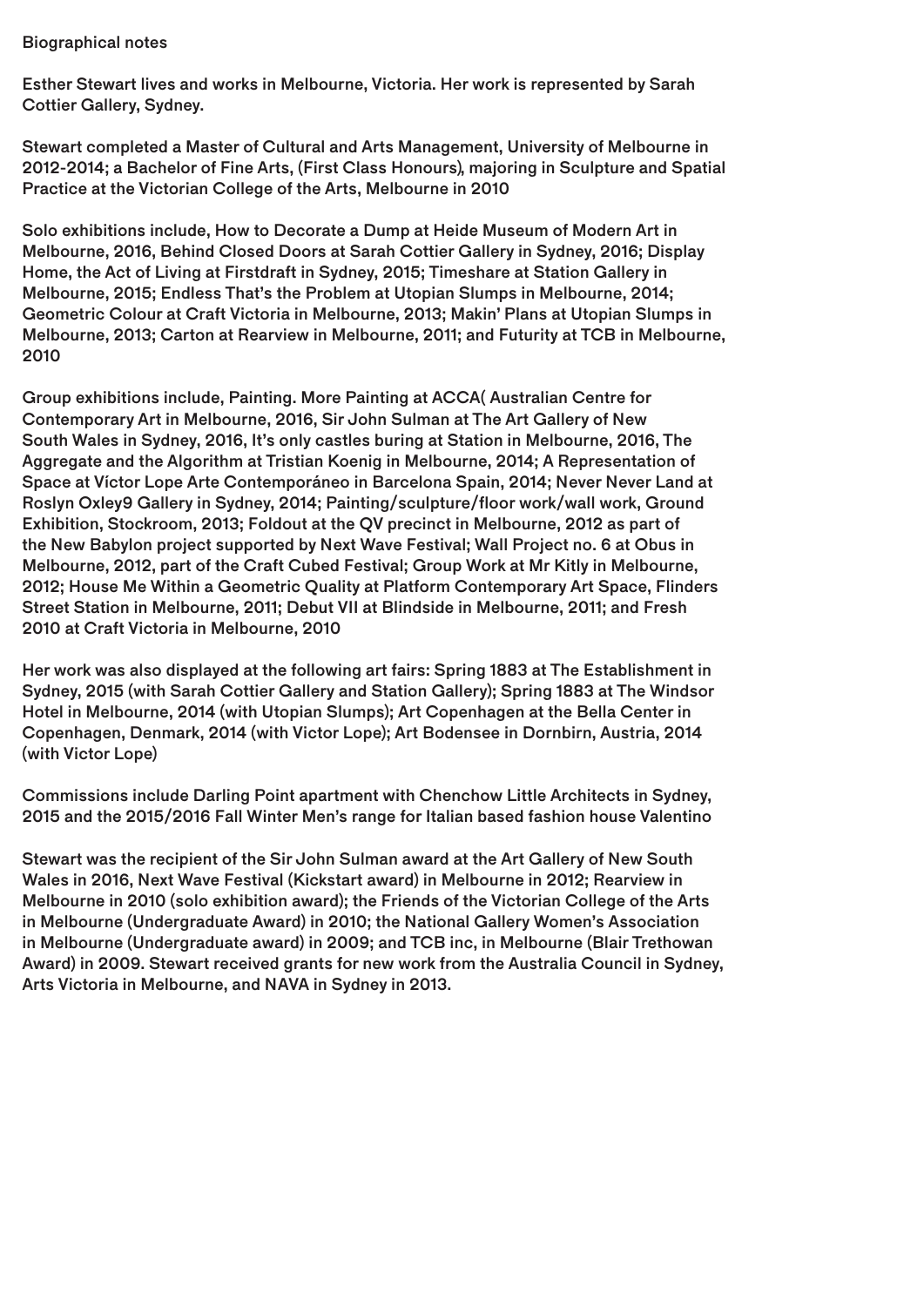Biographical notes

Esther Stewart lives and works in Melbourne, Victoria. Her work is represented by Sarah Cottier Gallery, Sydney.

Stewart completed a Master of Cultural and Arts Management, University of Melbourne in 2012-2014; a Bachelor of Fine Arts, (First Class Honours), majoring in Sculpture and Spatial Practice at the Victorian College of the Arts, Melbourne in 2010

Solo exhibitions include, How to Decorate a Dump at Heide Museum of Modern Art in Melbourne, 2016, Behind Closed Doors at Sarah Cottier Gallery in Sydney, 2016; Display Home, the Act of Living at Firstdraft in Sydney, 2015; Timeshare at Station Gallery in Melbourne, 2015; Endless That's the Problem at Utopian Slumps in Melbourne, 2014; Geometric Colour at Craft Victoria in Melbourne, 2013; Makin' Plans at Utopian Slumps in Melbourne, 2013; Carton at Rearview in Melbourne, 2011; and Futurity at TCB in Melbourne, 2010

Group exhibitions include, Painting. More Painting at ACCA( Australian Centre for Contemporary Art in Melbourne, 2016, Sir John Sulman at The Art Gallery of New South Wales in Sydney, 2016, It's only castles buring at Station in Melbourne, 2016, The Aggregate and the Algorithm at Tristian Koenig in Melbourne, 2014; A Representation of Space at Víctor Lope Arte Contemporáneo in Barcelona Spain, 2014; Never Never Land at Roslyn Oxley9 Gallery in Sydney, 2014; Painting/sculpture/floor work/wall work, Ground Exhibition, Stockroom, 2013; Foldout at the QV precinct in Melbourne, 2012 as part of the New Babylon project supported by Next Wave Festival; Wall Project no. 6 at Obus in Melbourne, 2012, part of the Craft Cubed Festival; Group Work at Mr Kitly in Melbourne, 2012; House Me Within a Geometric Quality at Platform Contemporary Art Space, Flinders Street Station in Melbourne, 2011; Debut VII at Blindside in Melbourne, 2011; and Fresh 2010 at Craft Victoria in Melbourne, 2010

Her work was also displayed at the following art fairs: Spring 1883 at The Establishment in Sydney, 2015 (with Sarah Cottier Gallery and Station Gallery); Spring 1883 at The Windsor Hotel in Melbourne, 2014 (with Utopian Slumps); Art Copenhagen at the Bella Center in Copenhagen, Denmark, 2014 (with Victor Lope); Art Bodensee in Dornbirn, Austria, 2014 (with Victor Lope)

Commissions include Darling Point apartment with Chenchow Little Architects in Sydney, 2015 and the 2015/2016 Fall Winter Men's range for Italian based fashion house Valentino

Stewart was the recipient of the Sir John Sulman award at the Art Gallery of New South Wales in 2016, Next Wave Festival (Kickstart award) in Melbourne in 2012; Rearview in Melbourne in 2010 (solo exhibition award); the Friends of the Victorian College of the Arts in Melbourne (Undergraduate Award) in 2010; the National Gallery Women's Association in Melbourne (Undergraduate award) in 2009; and TCB inc, in Melbourne (Blair Trethowan Award) in 2009. Stewart received grants for new work from the Australia Council in Sydney, Arts Victoria in Melbourne, and NAVA in Sydney in 2013.